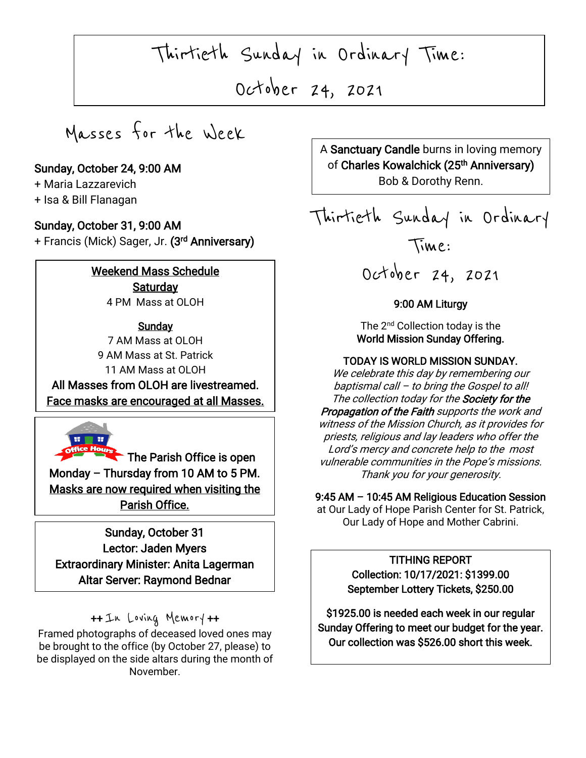# Thirtieth Sunday in Ordinary Time: October 24, 2021

## Masses for the Week

**Sunday, October 24, 9:00 AM**
+ Maria Lazzarevich
+ Isa & Bill Flanagan

**Sunday, October 31, 9:00 AM**
+ Francis (Mick) Sager, Jr. **(3rd Anniversary)**

**Weekend Mass Schedule**

**Saturday**
4 PM Mass at OLOH

**Sunday**
7 AM Mass at OLOH
9 AM Mass at St. Patrick
11 AM Mass at OLOH

**All Masses from OLOH are livestreamed.**
**Face masks are encouraged at all Masses.**

Office Hours

**The Parish Office is open Monday – Thursday from 10 AM to 5 PM.**
**Masks are now required when visiting the Parish Office.**

**Sunday, October 31**
**Lector: Jaden Myers**
**Extraordinary Minister: Anita Lagerman**
**Altar Server: Raymond Bednar**

**++ In Loving Memory ++**

Framed photographs of deceased loved ones may be brought to the office (by October 27, please) to be displayed on the side altars during the month of November.

A **Sanctuary Candle** burns in loving memory of **Charles Kowalchick (25th Anniversary)** Bob & Dorothy Renn.

## Thirtieth Sunday in Ordinary Time: October 24, 2021

**9:00 AM Liturgy**

The 2nd Collection today is the **World Mission Sunday Offering.**

**TODAY IS WORLD MISSION SUNDAY.**
*We celebrate this day by remembering our baptismal call – to bring the Gospel to all! The collection today for the* ***Society for the Propagation of the Faith*** *supports the work and witness of the Mission Church, as it provides for priests, religious and lay leaders who offer the Lord's mercy and concrete help to the most vulnerable communities in the Pope's missions. Thank you for your generosity.*

**9:45 AM – 10:45 AM Religious Education Session** at Our Lady of Hope Parish Center for St. Patrick, Our Lady of Hope and Mother Cabrini.

**TITHING REPORT**
**Collection: 10/17/2021: $1399.00**
**September Lottery Tickets, $250.00**

**$1925.00 is needed each week in our regular Sunday Offering to meet our budget for the year. Our collection was $526.00 short this week.**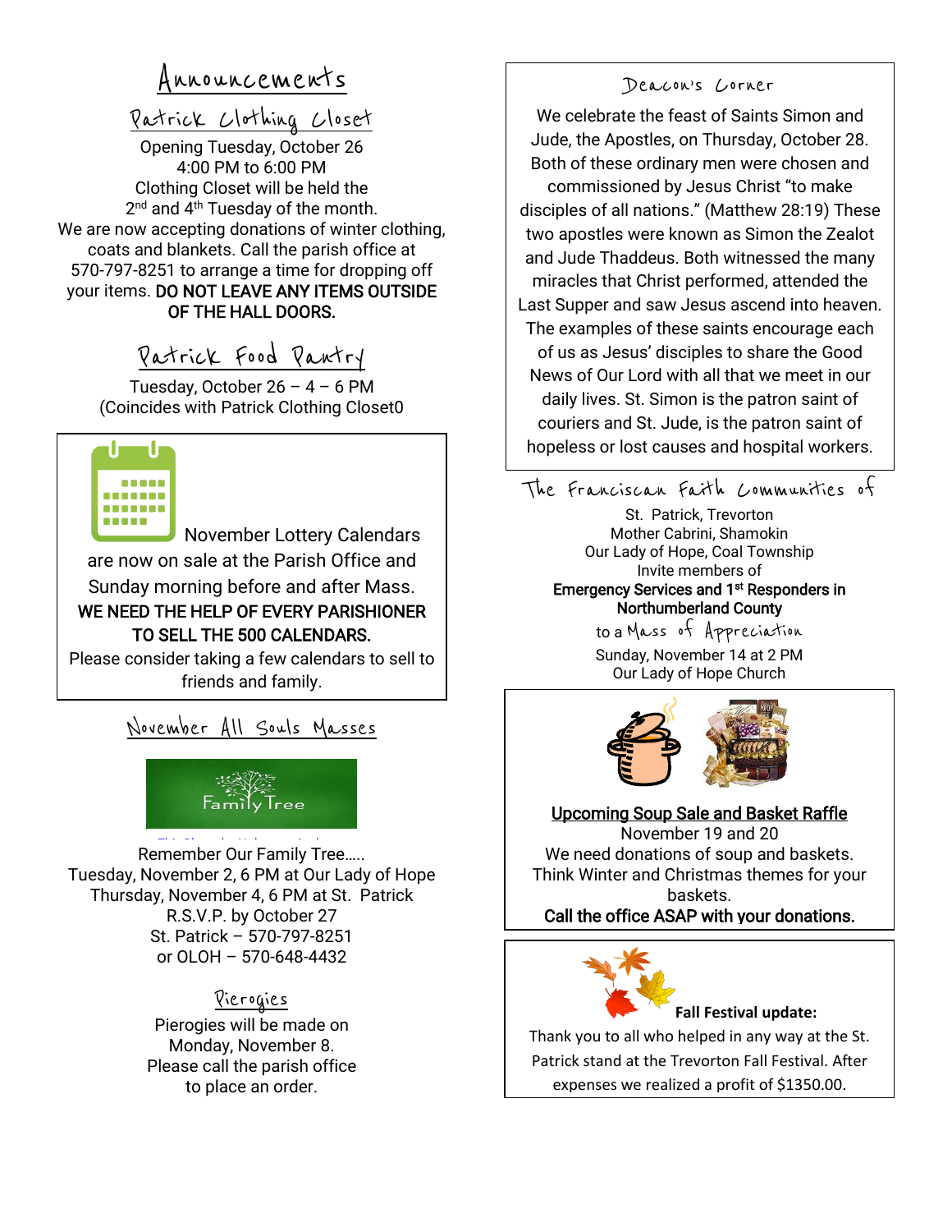# Announcements

## Patrick Clothing Closet

Opening Tuesday, October 26
4:00 PM to 6:00 PM
Clothing Closet will be held the
2nd and 4th Tuesday of the month.
We are now accepting donations of winter clothing, coats and blankets. Call the parish office at 570-797-8251 to arrange a time for dropping off your items. DO NOT LEAVE ANY ITEMS OUTSIDE OF THE HALL DOORS.

## Patrick Food Pantry

Tuesday, October 26 – 4 – 6 PM
(Coincides with Patrick Clothing Closet0

November Lottery Calendars are now on sale at the Parish Office and Sunday morning before and after Mass.
WE NEED THE HELP OF EVERY PARISHIONER TO SELL THE 500 CALENDARS.
Please consider taking a few calendars to sell to friends and family.

## November All Souls Masses

Family Tree

Remember Our Family Tree…..
Tuesday, November 2, 6 PM at Our Lady of Hope
Thursday, November 4, 6 PM at St. Patrick
R.S.V.P. by October 27
St. Patrick – 570-797-8251
or OLOH – 570-648-4432

## Pierogies

Pierogies will be made on Monday, November 8.
Please call the parish office to place an order.

## Deacon's Corner

We celebrate the feast of Saints Simon and Jude, the Apostles, on Thursday, October 28. Both of these ordinary men were chosen and commissioned by Jesus Christ "to make disciples of all nations." (Matthew 28:19) These two apostles were known as Simon the Zealot and Jude Thaddeus. Both witnessed the many miracles that Christ performed, attended the Last Supper and saw Jesus ascend into heaven. The examples of these saints encourage each of us as Jesus' disciples to share the Good News of Our Lord with all that we meet in our daily lives. St. Simon is the patron saint of couriers and St. Jude, is the patron saint of hopeless or lost causes and hospital workers.

## The Franciscan Faith Communities of

St. Patrick, Trevorton
Mother Cabrini, Shamokin
Our Lady of Hope, Coal Township
Invite members of
**Emergency Services and 1st Responders in Northumberland County**
to a Mass of Appreciation
Sunday, November 14 at 2 PM
Our Lady of Hope Church

**Upcoming Soup Sale and Basket Raffle**
November 19 and 20
We need donations of soup and baskets.
Think Winter and Christmas themes for your baskets.
**Call the office ASAP with your donations.**

**Fall Festival update:**
Thank you to all who helped in any way at the St. Patrick stand at the Trevorton Fall Festival. After expenses we realized a profit of $1350.00.